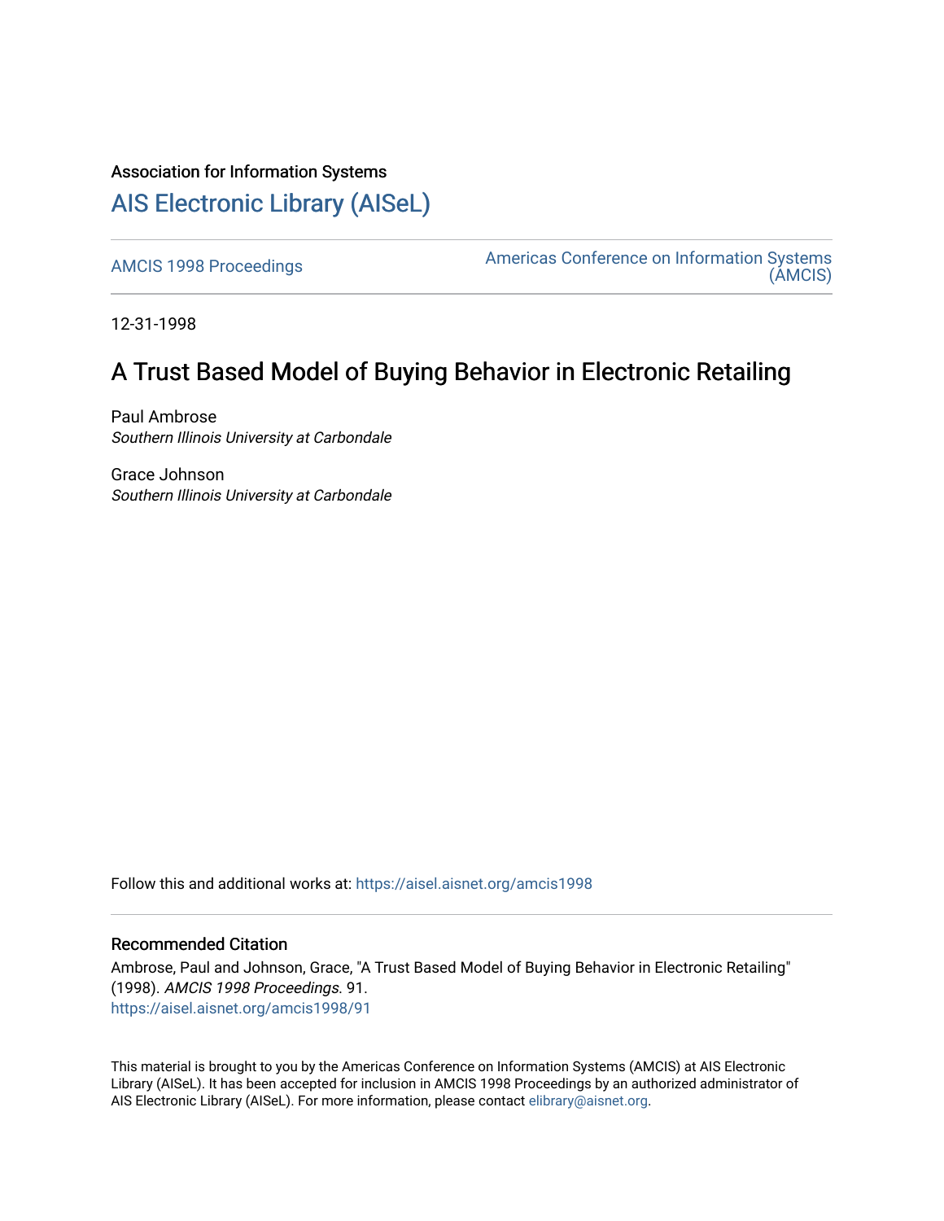Association for Information Systems

# AIS Electronic Library (AISeL)

AMCIS 1998 Proceedings

Americas Conference on Information Systems (AMCIS)

12-31-1998

## A Trust Based Model of Buying Behavior in Electronic Retailing

Paul Ambrose
*Southern Illinois University at Carbondale*

Grace Johnson
*Southern Illinois University at Carbondale*

Follow this and additional works at: https://aisel.aisnet.org/amcis1998

### Recommended Citation

Ambrose, Paul and Johnson, Grace, "A Trust Based Model of Buying Behavior in Electronic Retailing" (1998). *AMCIS 1998 Proceedings*. 91.
https://aisel.aisnet.org/amcis1998/91

This material is brought to you by the Americas Conference on Information Systems (AMCIS) at AIS Electronic Library (AISeL). It has been accepted for inclusion in AMCIS 1998 Proceedings by an authorized administrator of AIS Electronic Library (AISeL). For more information, please contact elibrary@aisnet.org.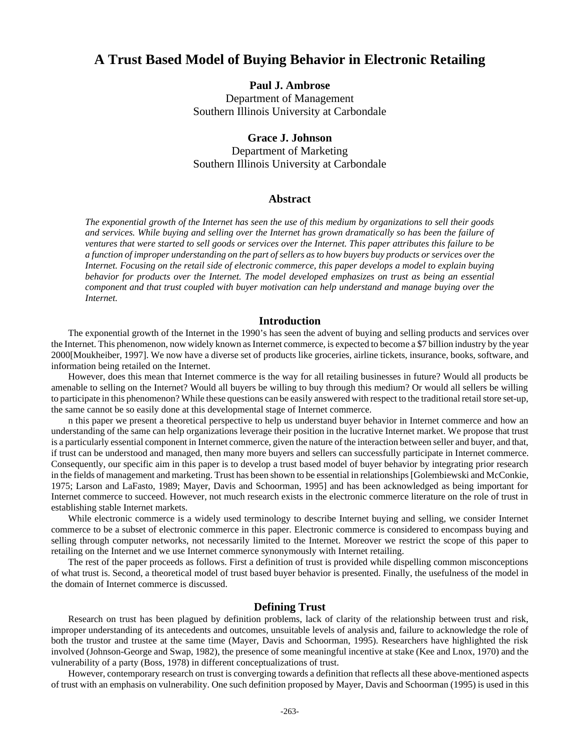# A Trust Based Model of Buying Behavior in Electronic Retailing

**Paul J. Ambrose**
Department of Management
Southern Illinois University at Carbondale

**Grace J. Johnson**
Department of Marketing
Southern Illinois University at Carbondale

## Abstract

*The exponential growth of the Internet has seen the use of this medium by organizations to sell their goods and services. While buying and selling over the Internet has grown dramatically so has been the failure of ventures that were started to sell goods or services over the Internet. This paper attributes this failure to be a function of improper understanding on the part of sellers as to how buyers buy products or services over the Internet. Focusing on the retail side of electronic commerce, this paper develops a model to explain buying behavior for products over the Internet. The model developed emphasizes on trust as being an essential component and that trust coupled with buyer motivation can help understand and manage buying over the Internet.*

## Introduction

The exponential growth of the Internet in the 1990's has seen the advent of buying and selling products and services over the Internet. This phenomenon, now widely known as Internet commerce, is expected to become a $7 billion industry by the year 2000[Moukheiber, 1997]. We now have a diverse set of products like groceries, airline tickets, insurance, books, software, and information being retailed on the Internet.

However, does this mean that Internet commerce is the way for all retailing businesses in future? Would all products be amenable to selling on the Internet? Would all buyers be willing to buy through this medium? Or would all sellers be willing to participate in this phenomenon? While these questions can be easily answered with respect to the traditional retail store set-up, the same cannot be so easily done at this developmental stage of Internet commerce.

n this paper we present a theoretical perspective to help us understand buyer behavior in Internet commerce and how an understanding of the same can help organizations leverage their position in the lucrative Internet market. We propose that trust is a particularly essential component in Internet commerce, given the nature of the interaction between seller and buyer, and that, if trust can be understood and managed, then many more buyers and sellers can successfully participate in Internet commerce. Consequently, our specific aim in this paper is to develop a trust based model of buyer behavior by integrating prior research in the fields of management and marketing. Trust has been shown to be essential in relationships [Golembiewski and McConkie, 1975; Larson and LaFasto, 1989; Mayer, Davis and Schoorman, 1995] and has been acknowledged as being important for Internet commerce to succeed. However, not much research exists in the electronic commerce literature on the role of trust in establishing stable Internet markets.

While electronic commerce is a widely used terminology to describe Internet buying and selling, we consider Internet commerce to be a subset of electronic commerce in this paper. Electronic commerce is considered to encompass buying and selling through computer networks, not necessarily limited to the Internet. Moreover we restrict the scope of this paper to retailing on the Internet and we use Internet commerce synonymously with Internet retailing.

The rest of the paper proceeds as follows. First a definition of trust is provided while dispelling common misconceptions of what trust is. Second, a theoretical model of trust based buyer behavior is presented. Finally, the usefulness of the model in the domain of Internet commerce is discussed.

## Defining Trust

Research on trust has been plagued by definition problems, lack of clarity of the relationship between trust and risk, improper understanding of its antecedents and outcomes, unsuitable levels of analysis and, failure to acknowledge the role of both the trustor and trustee at the same time (Mayer, Davis and Schoorman, 1995). Researchers have highlighted the risk involved (Johnson-George and Swap, 1982), the presence of some meaningful incentive at stake (Kee and Lnox, 1970) and the vulnerability of a party (Boss, 1978) in different conceptualizations of trust.

However, contemporary research on trust is converging towards a definition that reflects all these above-mentioned aspects of trust with an emphasis on vulnerability. One such definition proposed by Mayer, Davis and Schoorman (1995) is used in this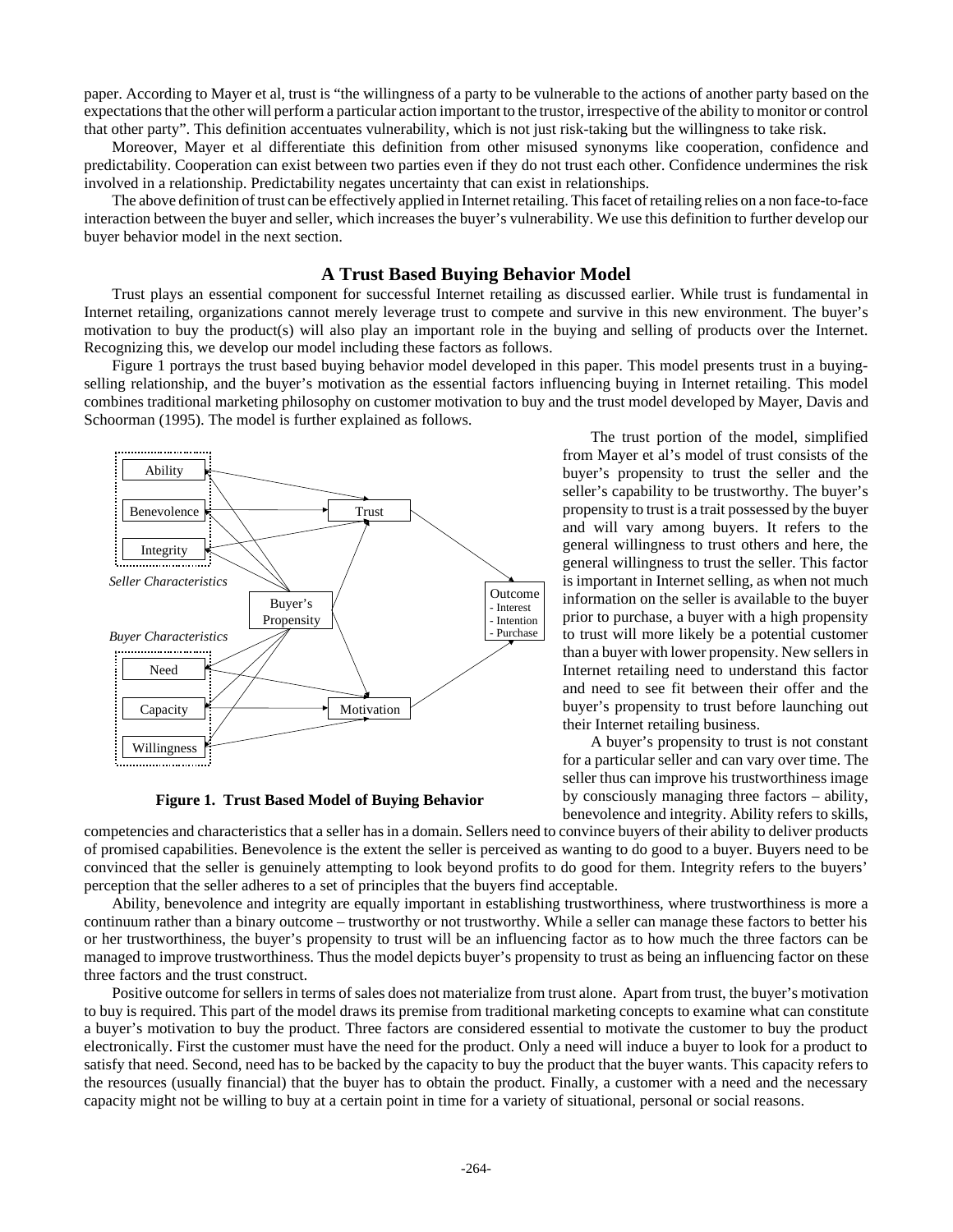paper. According to Mayer et al, trust is "the willingness of a party to be vulnerable to the actions of another party based on the expectations that the other will perform a particular action important to the trustor, irrespective of the ability to monitor or control that other party". This definition accentuates vulnerability, which is not just risk-taking but the willingness to take risk.

Moreover, Mayer et al differentiate this definition from other misused synonyms like cooperation, confidence and predictability. Cooperation can exist between two parties even if they do not trust each other. Confidence undermines the risk involved in a relationship. Predictability negates uncertainty that can exist in relationships.

The above definition of trust can be effectively applied in Internet retailing. This facet of retailing relies on a non face-to-face interaction between the buyer and seller, which increases the buyer's vulnerability. We use this definition to further develop our buyer behavior model in the next section.

## A Trust Based Buying Behavior Model

Trust plays an essential component for successful Internet retailing as discussed earlier. While trust is fundamental in Internet retailing, organizations cannot merely leverage trust to compete and survive in this new environment. The buyer's motivation to buy the product(s) will also play an important role in the buying and selling of products over the Internet. Recognizing this, we develop our model including these factors as follows.

Figure 1 portrays the trust based buying behavior model developed in this paper. This model presents trust in a buying-selling relationship, and the buyer's motivation as the essential factors influencing buying in Internet retailing. This model combines traditional marketing philosophy on customer motivation to buy and the trust model developed by Mayer, Davis and Schoorman (1995). The model is further explained as follows.

**Figure 1. Trust Based Model of Buying Behavior**

The trust portion of the model, simplified from Mayer et al's model of trust consists of the buyer's propensity to trust the seller and the seller's capability to be trustworthy. The buyer's propensity to trust is a trait possessed by the buyer and will vary among buyers. It refers to the general willingness to trust others and here, the general willingness to trust the seller. This factor is important in Internet selling, as when not much information on the seller is available to the buyer prior to purchase, a buyer with a high propensity to trust will more likely be a potential customer than a buyer with lower propensity. New sellers in Internet retailing need to understand this factor and need to see fit between their offer and the buyer's propensity to trust before launching out their Internet retailing business.

A buyer's propensity to trust is not constant for a particular seller and can vary over time. The seller thus can improve his trustworthiness image by consciously managing three factors – ability, benevolence and integrity. Ability refers to skills, competencies and characteristics that a seller has in a domain. Sellers need to convince buyers of their ability to deliver products of promised capabilities. Benevolence is the extent the seller is perceived as wanting to do good to a buyer. Buyers need to be convinced that the seller is genuinely attempting to look beyond profits to do good for them. Integrity refers to the buyers' perception that the seller adheres to a set of principles that the buyers find acceptable.

Ability, benevolence and integrity are equally important in establishing trustworthiness, where trustworthiness is more a continuum rather than a binary outcome – trustworthy or not trustworthy. While a seller can manage these factors to better his or her trustworthiness, the buyer's propensity to trust will be an influencing factor as to how much the three factors can be managed to improve trustworthiness. Thus the model depicts buyer's propensity to trust as being an influencing factor on these three factors and the trust construct.

Positive outcome for sellers in terms of sales does not materialize from trust alone. Apart from trust, the buyer's motivation to buy is required. This part of the model draws its premise from traditional marketing concepts to examine what can constitute a buyer's motivation to buy the product. Three factors are considered essential to motivate the customer to buy the product electronically. First the customer must have the need for the product. Only a need will induce a buyer to look for a product to satisfy that need. Second, need has to be backed by the capacity to buy the product that the buyer wants. This capacity refers to the resources (usually financial) that the buyer has to obtain the product. Finally, a customer with a need and the necessary capacity might not be willing to buy at a certain point in time for a variety of situational, personal or social reasons.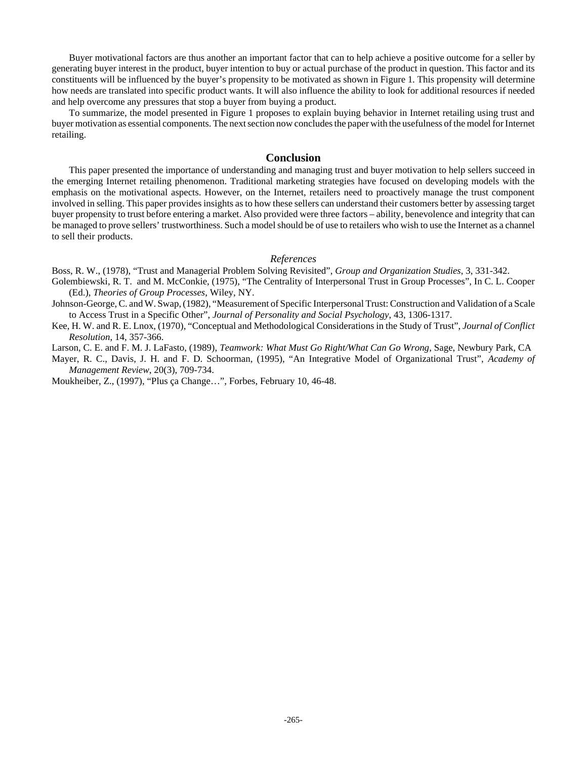Buyer motivational factors are thus another an important factor that can to help achieve a positive outcome for a seller by generating buyer interest in the product, buyer intention to buy or actual purchase of the product in question. This factor and its constituents will be influenced by the buyer's propensity to be motivated as shown in Figure 1. This propensity will determine how needs are translated into specific product wants. It will also influence the ability to look for additional resources if needed and help overcome any pressures that stop a buyer from buying a product.

To summarize, the model presented in Figure 1 proposes to explain buying behavior in Internet retailing using trust and buyer motivation as essential components. The next section now concludes the paper with the usefulness of the model for Internet retailing.

## Conclusion

This paper presented the importance of understanding and managing trust and buyer motivation to help sellers succeed in the emerging Internet retailing phenomenon. Traditional marketing strategies have focused on developing models with the emphasis on the motivational aspects. However, on the Internet, retailers need to proactively manage the trust component involved in selling. This paper provides insights as to how these sellers can understand their customers better by assessing target buyer propensity to trust before entering a market. Also provided were three factors – ability, benevolence and integrity that can be managed to prove sellers' trustworthiness. Such a model should be of use to retailers who wish to use the Internet as a channel to sell their products.

### *References*

Boss, R. W., (1978), "Trust and Managerial Problem Solving Revisited", *Group and Organization Studies*, 3, 331-342.

Golembiewski, R. T. and M. McConkie, (1975), "The Centrality of Interpersonal Trust in Group Processes", In C. L. Cooper (Ed.), *Theories of Group Processes*, Wiley, NY.

Johnson-George, C. and W. Swap, (1982), "Measurement of Specific Interpersonal Trust: Construction and Validation of a Scale to Access Trust in a Specific Other", *Journal of Personality and Social Psychology*, 43, 1306-1317.

Kee, H. W. and R. E. Lnox, (1970), "Conceptual and Methodological Considerations in the Study of Trust", *Journal of Conflict Resolution*, 14, 357-366.

Larson, C. E. and F. M. J. LaFasto, (1989), *Teamwork: What Must Go Right/What Can Go Wrong*, Sage, Newbury Park, CA

Mayer, R. C., Davis, J. H. and F. D. Schoorman, (1995), "An Integrative Model of Organizational Trust", *Academy of Management Review*, 20(3), 709-734.

Moukheiber, Z., (1997), "Plus ça Change…", Forbes, February 10, 46-48.